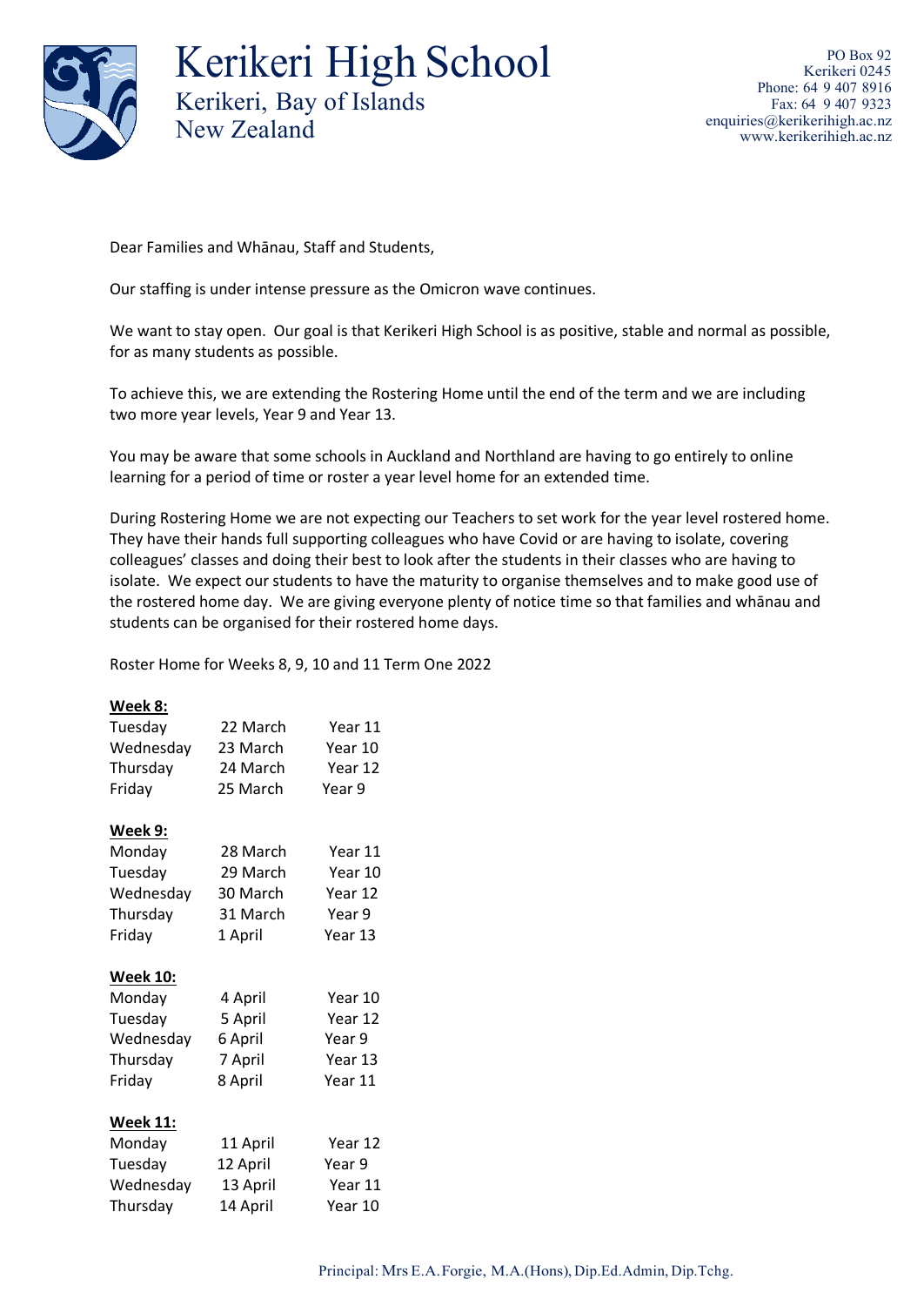# Kerikeri High School

Kerikeri, Bay of Islands
New Zealand

PO Box 92
Kerikeri 0245
Phone: 64 9 407 8916
Fax: 64 9 407 9323
enquiries@kerikerihigh.ac.nz
www.kerikerihigh.ac.nz

Dear Families and Whānau, Staff and Students,

Our staffing is under intense pressure as the Omicron wave continues.

We want to stay open. Our goal is that Kerikeri High School is as positive, stable and normal as possible, for as many students as possible.

To achieve this, we are extending the Rostering Home until the end of the term and we are including two more year levels, Year 9 and Year 13.

You may be aware that some schools in Auckland and Northland are having to go entirely to online learning for a period of time or roster a year level home for an extended time.

During Rostering Home we are not expecting our Teachers to set work for the year level rostered home. They have their hands full supporting colleagues who have Covid or are having to isolate, covering colleagues' classes and doing their best to look after the students in their classes who are having to isolate. We expect our students to have the maturity to organise themselves and to make good use of the rostered home day. We are giving everyone plenty of notice time so that families and whānau and students can be organised for their rostered home days.

Roster Home for Weeks 8, 9, 10 and 11 Term One 2022

**Week 8:**

| | | |
|---|---|---|
| Tuesday | 22 March | Year 11 |
| Wednesday | 23 March | Year 10 |
| Thursday | 24 March | Year 12 |
| Friday | 25 March | Year 9 |

**Week 9:**

| | | |
|---|---|---|
| Monday | 28 March | Year 11 |
| Tuesday | 29 March | Year 10 |
| Wednesday | 30 March | Year 12 |
| Thursday | 31 March | Year 9 |
| Friday | 1 April | Year 13 |

**Week 10:**

| | | |
|---|---|---|
| Monday | 4 April | Year 10 |
| Tuesday | 5 April | Year 12 |
| Wednesday | 6 April | Year 9 |
| Thursday | 7 April | Year 13 |
| Friday | 8 April | Year 11 |

**Week 11:**

| | | |
|---|---|---|
| Monday | 11 April | Year 12 |
| Tuesday | 12 April | Year 9 |
| Wednesday | 13 April | Year 11 |
| Thursday | 14 April | Year 10 |

Principal: Mrs E.A. Forgie, M.A.(Hons), Dip.Ed.Admin, Dip.Tchg.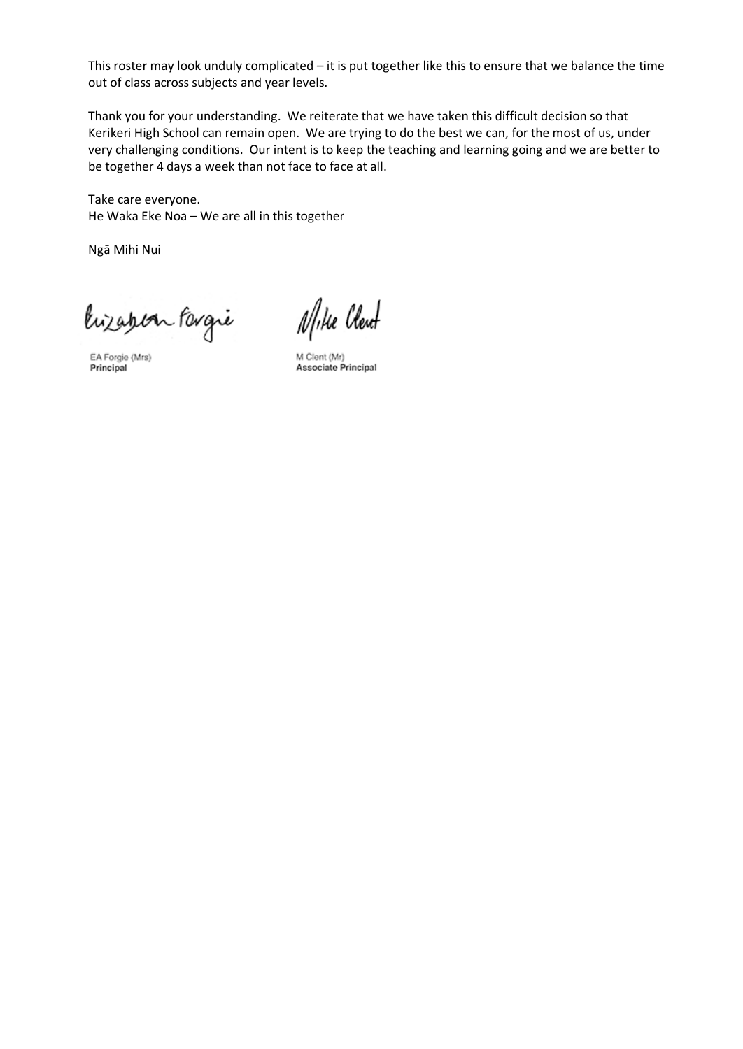This roster may look unduly complicated – it is put together like this to ensure that we balance the time out of class across subjects and year levels.

Thank you for your understanding. We reiterate that we have taken this difficult decision so that Kerikeri High School can remain open. We are trying to do the best we can, for the most of us, under very challenging conditions. Our intent is to keep the teaching and learning going and we are better to be together 4 days a week than not face to face at all.

Take care everyone.
He Waka Eke Noa – We are all in this together

Ngā Mihi Nui

Elizabeth Forgie

EA Forgie (Mrs)
**Principal**

Mike Clent

M Clent (Mr)
**Associate Principal**